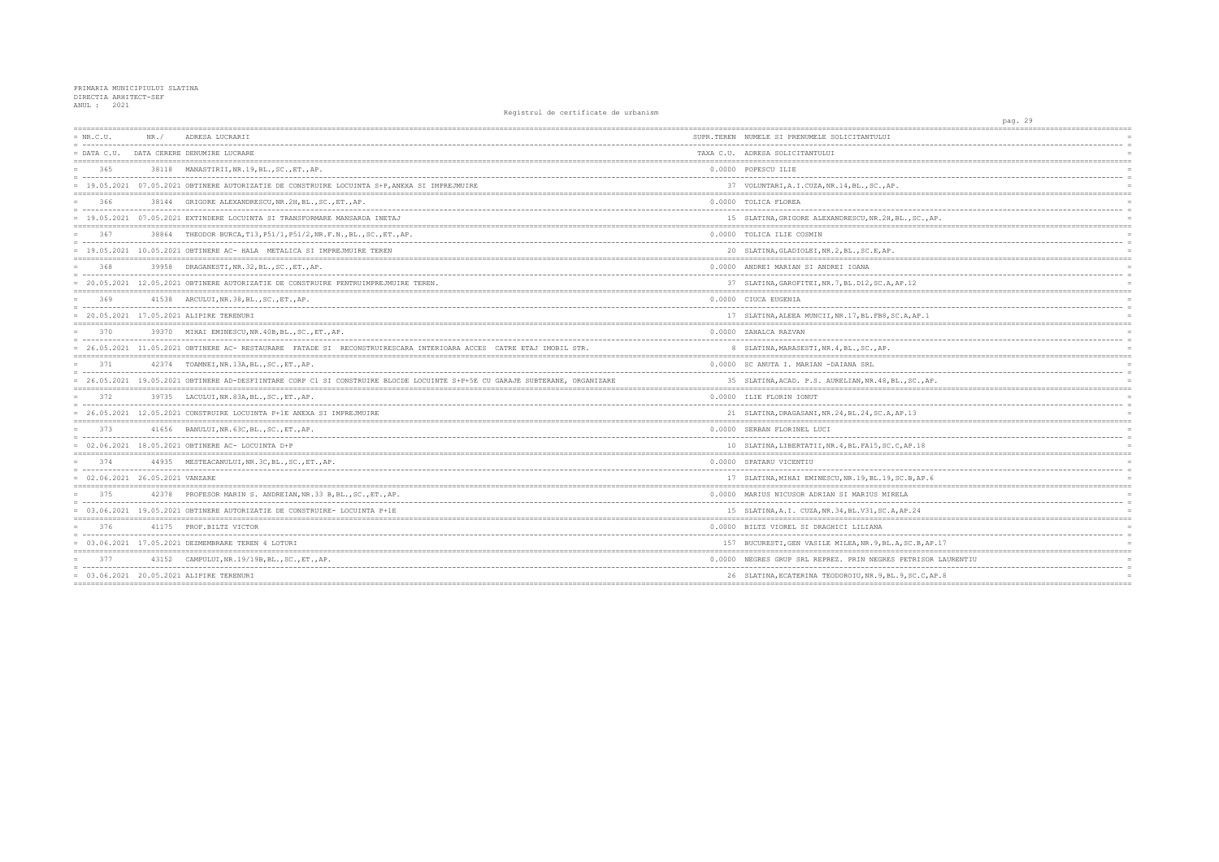PRIMARIA MUNICIPIULUI SLATINA
DIRECTIA ARHITECT-SEF
ANUL : 2021

Registrul de certificate de urbanism

| NR.C.U. / DATA C.U. | NR./ DATA CERERE | ADRESA LUCRARII / DENUMIRE LUCRARE | SUPR.TEREN / TAXA C.U. | NUMELE SI PRENUMELE SOLICITANTULUI / ADRESA SOLICITANTULUI |
|---|---|---|---|---|
| 365 | 38118 | MANASTIRII,NR.19,BL.,SC.,ET.,AP. | 0.0000 | POPESCU ILIE |
| 19.05.2021 | 07.05.2021 | OBTINERE AUTORIZATIE DE CONSTRUIRE LOCUINTA S+P,ANEXA SI IMPREJMUIRE | 37 | VOLUNTARI,A.I.CUZA,NR.14,BL.,SC.,AP. |
| 366 | 38144 | GRIGORE ALEXANDRESCU,NR.2H,BL.,SC.,ET.,AP. | 0.0000 | TOLICA FLOREA |
| 19.05.2021 | 07.05.2021 | EXTINDERE LOCUINTA SI TRANSFORMARE MANSARDA INETAJ | 15 | SLATINA,GRIGORE ALEXANDRESCU,NR.2H,BL.,SC.,AP. |
| 367 | 38864 | THEODOR BURCA,T13,P51/1,P51/2,NR.F.N.,BL.,SC.,ET.,AP. | 0.0000 | TOLICA ILIE COSMIN |
| 19.05.2021 | 10.05.2021 | OBTINERE AC- HALA METALICA SI IMPREJMUIRE TEREN | 20 | SLATINA,GLADIOLEI,NR.2,BL.,SC.E,AP. |
| 368 | 39958 | DRAGANESTI,NR.32,BL.,SC.,ET.,AP. | 0.0000 | ANDREI MARIAN SI ANDREI IOANA |
| 20.05.2021 | 12.05.2021 | OBTINERE AUTORIZATIE DE CONSTRUIRE PENTRUIMPREJMUIRE TEREN. | 37 | SLATINA,GAROFITEI,NR.7,BL.D12,SC.A,AP.12 |
| 369 | 41538 | ARCULUI,NR.38,BL.,SC.,ET.,AP. | 0.0000 | CIUCA EUGENIA |
| 20.05.2021 | 17.05.2021 | ALIPIRE TERENURI | 17 | SLATINA,ALEEA MUNCII,NR.17,BL.FB8,SC.A,AP.1 |
| 370 | 39370 | MIHAI EMINESCU,NR.40B,BL.,SC.,ET.,AP. | 0.0000 | ZAHALCA RAZVAN |
| 26.05.2021 | 11.05.2021 | OBTINERE AC- RESTAURARE FATADE SI RECONSTRUIRESCARA INTERIOARA ACCES CATRE ETAJ IMOBIL STR. | 8 | SLATINA,MARASESTI,NR.4,BL.,SC.,AP. |
| 371 | 42374 | TOAMNEI,NR.13A,BL.,SC.,ET.,AP. | 0.0000 | SC ANUTA I. MARIAN -DAIANA SRL |
| 26.05.2021 | 19.05.2021 | OBTINERE AD-DESFIINTARE CORP C1 SI CONSTRUIRE BLOCDE LOCUINTE S+P+5E CU GARAJE SUBTERANE, ORGANIZARE | 35 | SLATINA,ACAD. P.S. AURELIAN,NR.48,BL.,SC.,AP. |
| 372 | 39735 | LACULUI,NR.83A,BL.,SC.,ET.,AP. | 0.0000 | ILIE FLORIN IONUT |
| 26.05.2021 | 12.05.2021 | CONSTRUIRE LOCUINTA P+1E ANEXA SI IMPREJMUIRE | 21 | SLATINA,DRAGASANI,NR.24,BL.24,SC.A,AP.13 |
| 373 | 41656 | BANULUI,NR.63C,BL.,SC.,ET.,AP. | 0.0000 | SERBAN FLORINEL LUCI |
| 02.06.2021 | 18.05.2021 | OBTINERE AC- LOCUINTA D+P | 10 | SLATINA,LIBERTATII,NR.4,BL.FA15,SC.C,AP.18 |
| 374 | 44935 | MESTEACANULUI,NR.3C,BL.,SC.,ET.,AP. | 0.0000 | SPATARU VICENTIU |
| 02.06.2021 | 26.05.2021 | VANZARE | 17 | SLATINA,MIHAI EMINESCU,NR.19,BL.19,SC.B,AP.6 |
| 375 | 42378 | PROFESOR MARIN S. ANDREIAN,NR.33 B,BL.,SC.,ET.,AP. | 0.0000 | MARIUS NICUSOR ADRIAN SI MARIUS MIRELA |
| 03.06.2021 | 19.05.2021 | OBTINERE AUTORIZATIE DE CONSTRUIRE- LOCUINTA P+1E | 15 | SLATINA,A.I. CUZA,NR.34,BL.V31,SC.A,AP.24 |
| 376 | 41175 | PROF.BILTZ VICTOR | 0.0000 | BILTZ VIOREL SI DRAGHICI LILIANA |
| 03.06.2021 | 17.05.2021 | DEZMEMBRARE TEREN 4 LOTURI | 157 | BUCURESTI,GEN VASILE MILEA,NR.9,BL.A,SC.B,AP.17 |
| 377 | 43152 | CAMPULUI,NR.19/19B,BL.,SC.,ET.,AP. | 0.0000 | NEGRES GRUP SRL REPREZ. PRIN NEGRES PETRISOR LAURENTIU |
| 03.06.2021 | 20.05.2021 | ALIPIRE TERENURI | 26 | SLATINA,ECATERINA TEODOROIU,NR.9,BL.9,SC.C,AP.8 |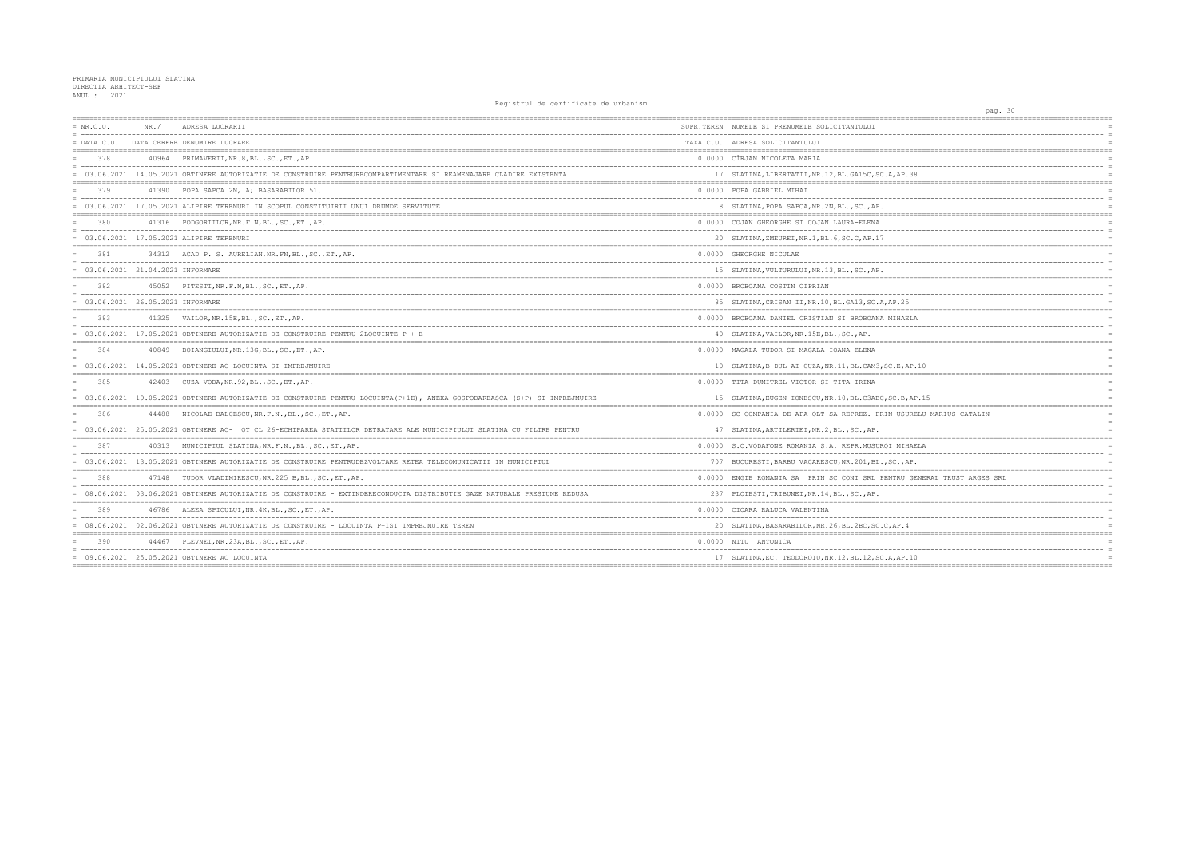PRIMARIA MUNICIPIULUI SLATINA
DIRECTIA ARHITECT-SEF
ANUL : 2021

Registrul de certificate de urbanism

| NR.C.U. / DATA C.U. | NR./ DATA CERERE | ADRESA LUCRARII / DENUMIRE LUCRARE | SUPR.TEREN / TAXA C.U. | NUMELE SI PRENUMELE SOLICITANTULUI / ADRESA SOLICITANTULUI |
|---|---|---|---|---|
| 378 | 40964 | PRIMAVERII,NR.8,BL.,SC.,ET.,AP. | 0.0000 | CÎRJAN NICOLETA MARIA |
| 03.06.2021 | 14.05.2021 | OBTINERE AUTORIZATIE DE CONSTRUIRE PENTRURECOMPARTIMENTARE SI REAMENAJARE CLADIRE EXISTENTA | 17 | SLATINA,LIBERTATII,NR.12,BL.GA15C,SC.A,AP.38 |
| 379 | 41390 | POPA SAPCA 2N, A; BASARABILOR 51. | 0.0000 | POPA GABRIEL MIHAI |
| 03.06.2021 | 17.05.2021 | ALIPIRE TERENURI IN SCOPUL CONSTITUIRII UNUI DRUMDE SERVITUTE. | 8 | SLATINA,POPA SAPCA,NR.2N,BL.,SC.,AP. |
| 380 | 41316 | PODGORIILOR,NR.F.N,BL.,SC.,ET.,AP. | 0.0000 | COJAN GHEORGHE SI COJAN LAURA-ELENA |
| 03.06.2021 | 17.05.2021 | ALIPIRE TERENURI | 20 | SLATINA,ZMEUREI,NR.1,BL.6,SC.C,AP.17 |
| 381 | 34312 | ACAD P. S. AURELIAN,NR.FN,BL.,SC.,ET.,AP. | 0.0000 | GHEORGHE NICULAE |
| 03.06.2021 | 21.04.2021 | INFORMARE | 15 | SLATINA,VULTURULUI,NR.13,BL.,SC.,AP. |
| 382 | 45052 | PITESTI,NR.F.N,BL.,SC.,ET.,AP. | 0.0000 | BROBOANA COSTIN CIPRIAN |
| 03.06.2021 | 26.05.2021 | INFORMARE | 85 | SLATINA,CRISAN II,NR.10,BL.GA13,SC.A,AP.25 |
| 383 | 41325 | VAILOR,NR.15E,BL.,SC.,ET.,AP. | 0.0000 | BROBOANA DANIEL CRISTIAN SI BROBOANA MIHAELA |
| 03.06.2021 | 17.05.2021 | OBTINERE AUTORIZATIE DE CONSTRUIRE PENTRU 2LOCUINTE P + E | 40 | SLATINA,VAILOR,NR.15E,BL.,SC.,AP. |
| 384 | 40849 | BOIANGIULUI,NR.13G,BL.,SC.,ET.,AP. | 0.0000 | MAGALA TUDOR SI MAGALA IOANA ELENA |
| 03.06.2021 | 14.05.2021 | OBTINERE AC LOCUINTA SI IMPREJMUIRE | 10 | SLATINA,B-DUL AI CUZA,NR.11,BL.CAM3,SC.E,AP.10 |
| 385 | 42403 | CUZA VODA,NR.92,BL.,SC.,ET.,AP. | 0.0000 | TITA DUMITREL VICTOR SI TITA IRINA |
| 03.06.2021 | 19.05.2021 | OBTINERE AUTORIZATIE DE CONSTRUIRE PENTRU LOCUINTA(P+1E), ANEXA GOSPODAREASCA (S+P) SI IMPREJMUIRE | 15 | SLATINA,EUGEN IONESCU,NR.10,BL.C3ABC,SC.B,AP.15 |
| 386 | 44488 | NICOLAE BALCESCU,NR.F.N.,BL.,SC.,ET.,AP. | 0.0000 | SC COMPANIA DE APA OLT SA REPREZ. PRIN USURELU MARIUS CATALIN |
| 03.06.2021 | 25.05.2021 | OBTINERE AC- OT CL 26-ECHIPAREA STATIILOR DETRATARE ALE MUNICIPIULUI SLATINA CU FILTRE PENTRU | 47 | SLATINA,ARTILERIEI,NR.2,BL.,SC.,AP. |
| 387 | 40313 | MUNICIPIUL SLATINA,NR.F.N.,BL.,SC.,ET.,AP. | 0.0000 | S.C.VODAFONE ROMANIA S.A. REPR.MUSUROI MIHAELA |
| 03.06.2021 | 13.05.2021 | OBTINERE AUTORIZATIE DE CONSTRUIRE PENTRUDEZVOLTARE RETEA TELECOMUNICATII IN MUNICIPIUL | 707 | BUCURESTI,BARBU VACARESCU,NR.201,BL.,SC.,AP. |
| 388 | 47148 | TUDOR VLADIMIRESCU,NR.225 B,BL.,SC.,ET.,AP. | 0.0000 | ENGIE ROMANIA SA PRIN SC CONI SRL PENTRU GENERAL TRUST ARGES SRL |
| 08.06.2021 | 03.06.2021 | OBTINERE AUTORIZATIE DE CONSTRUIRE - EXTINDERECONDUCTA DISTRIBUTIE GAZE NATURALE PRESIUNE REDUSA | 237 | PLOIESTI,TRIBUNEI,NR.14,BL.,SC.,AP. |
| 389 | 46786 | ALEEA SPICULUI,NR.4K,BL.,SC.,ET.,AP. | 0.0000 | CIOARA RALUCA VALENTINA |
| 08.06.2021 | 02.06.2021 | OBTINERE AUTORIZATIE DE CONSTRUIRE - LOCUINTA P+1SI IMPREJMUIRE TEREN | 20 | SLATINA,BASARABILOR,NR.26,BL.2BC,SC.C,AP.4 |
| 390 | 44467 | PLEVNEI,NR.23A,BL.,SC.,ET.,AP. | 0.0000 | NITU ANTONICA |
| 09.06.2021 | 25.05.2021 | OBTINERE AC LOCUINTA | 17 | SLATINA,EC. TEODOROIU,NR.12,BL.12,SC.A,AP.10 |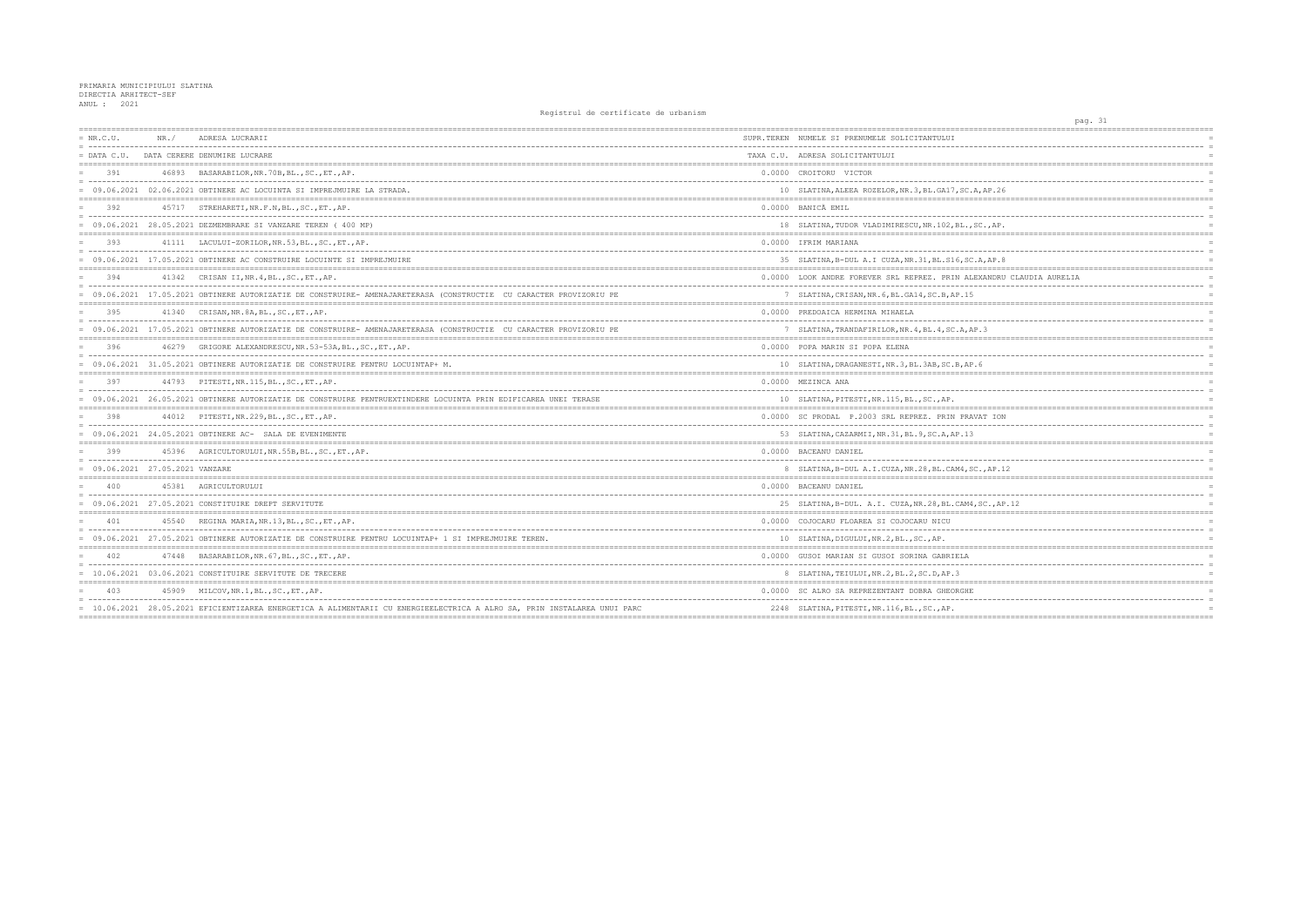PRIMARIA MUNICIPIULUI SLATINA
DIRECTIA ARHITECT-SEF
ANUL : 2021

Registrul de certificate de urbanism

| NR.C.U. / DATA C.U. | NR./ DATA CERERE | ADRESA LUCRARII / DENUMIRE LUCRARE | SUPR.TEREN / TAXA C.U. | NUMELE SI PRENUMELE SOLICITANTULUI / ADRESA SOLICITANTULUI |
|---|---|---|---|---|
| 391 / 09.06.2021 | 46893 / 02.06.2021 | BASARABILOR,NR.70B,BL.,SC.,ET.,AP. / OBTINERE AC LOCUINTA SI IMPREJMUIRE LA STRADA. | 0.0000 / 10 | CROITORU VICTOR / SLATINA,ALEEA ROZELOR,NR.3,BL.GA17,SC.A,AP.26 |
| 392 / 09.06.2021 | 45717 / 28.05.2021 | STREHARETI,NR.F.N,BL.,SC.,ET.,AP. / DEZMEMBRARE SI VANZARE TEREN ( 400 MP) | 0.0000 / 18 | BANICĂ EMIL / SLATINA,TUDOR VLADIMIRESCU,NR.102,BL.,SC.,AP. |
| 393 / 09.06.2021 | 41111 / 17.05.2021 | LACULUI-ZORILOR,NR.53,BL.,SC.,ET.,AP. / OBTINERE AC CONSTRUIRE LOCUINTE SI IMPREJMUIRE | 0.0000 / 35 | IFRIM MARIANA / SLATINA,B-DUL A.I CUZA,NR.31,BL.S16,SC.A,AP.8 |
| 394 / 09.06.2021 | 41342 / 17.05.2021 | CRISAN II,NR.4,BL.,SC.,ET.,AP. / OBTINERE AUTORIZATIE DE CONSTRUIRE- AMENAJARETERASA (CONSTRUCTIE CU CARACTER PROVIZORIU PE | 0.0000 / 7 | LOOK ANDRE FOREVER SRL REPREZ. PRIN ALEXANDRU CLAUDIA AURELIA / SLATINA,CRISAN,NR.6,BL.GA14,SC.B,AP.15 |
| 395 / 09.06.2021 | 41340 / 17.05.2021 | CRISAN,NR.8A,BL.,SC.,ET.,AP. / OBTINERE AUTORIZATIE DE CONSTRUIRE- AMENAJARETERASA (CONSTRUCTIE CU CARACTER PROVIZORIU PE | 0.0000 / 7 | PREDOAICA HERMINA MIHAELA / SLATINA,TRANDAFIRILOR,NR.4,BL.4,SC.A,AP.3 |
| 396 / 09.06.2021 | 46279 / 31.05.2021 | GRIGORE ALEXANDRESCU,NR.53-53A,BL.,SC.,ET.,AP. / OBTINERE AUTORIZATIE DE CONSTRUIRE PENTRU LOCUINTAP+ M. | 0.0000 / 10 | POPA MARIN SI POPA ELENA / SLATINA,DRAGANESTI,NR.3,BL.3AB,SC.B,AP.6 |
| 397 / 09.06.2021 | 44793 / 26.05.2021 | PITESTI,NR.115,BL.,SC.,ET.,AP. / OBTINERE AUTORIZATIE DE CONSTRUIRE PENTRUEXTINDERE LOCUINTA PRIN EDIFICAREA UNEI TERASE | 0.0000 / 10 | MEZINCA ANA / SLATINA,PITESTI,NR.115,BL.,SC.,AP. |
| 398 / 09.06.2021 | 44012 / 24.05.2021 | PITESTI,NR.229,BL.,SC.,ET.,AP. / OBTINERE AC- SALA DE EVENIMENTE | 0.0000 / 53 | SC PRODAL P.2003 SRL REPREZ. PRIN PRAVAT ION / SLATINA,CAZARMII,NR.31,BL.9,SC.A,AP.13 |
| 399 / 09.06.2021 | 45396 / 27.05.2021 | AGRICULTORULUI,NR.55B,BL.,SC.,ET.,AP. / VANZARE | 0.0000 / 8 | BACEANU DANIEL / SLATINA,B-DUL A.I.CUZA,NR.28,BL.CAM4,SC.,AP.12 |
| 400 / 09.06.2021 | 45381 / 27.05.2021 | AGRICULTORULUI / CONSTITUIRE DREPT SERVITUTE | 0.0000 / 25 | BACEANU DANIEL / SLATINA,B-DUL. A.I. CUZA,NR.28,BL.CAM4,SC.,AP.12 |
| 401 / 09.06.2021 | 45540 / 27.05.2021 | REGINA MARIA,NR.13,BL.,SC.,ET.,AP. / OBTINERE AUTORIZATIE DE CONSTRUIRE PENTRU LOCUINTAP+ 1 SI IMPREJMUIRE TEREN. | 0.0000 / 10 | COJOCARU FLOAREA SI COJOCARU NICU / SLATINA,DIGULUI,NR.2,BL.,SC.,AP. |
| 402 / 10.06.2021 | 47448 / 03.06.2021 | BASARABILOR,NR.67,BL.,SC.,ET.,AP. / CONSTITUIRE SERVITUTE DE TRECERE | 0.0000 / 8 | GUSOI MARIAN SI GUSOI SORINA GABRIELA / SLATINA,TEIULUI,NR.2,BL.2,SC.D,AP.3 |
| 403 / 10.06.2021 | 45909 / 28.05.2021 | MILCOV,NR.1,BL.,SC.,ET.,AP. / EFICIENTIZAREA ENERGETICA A ALIMENTARII CU ENERGIEELECTRICA A ALRO SA, PRIN INSTALAREA UNUI PARC | 0.0000 / 2248 | SC ALRO SA REPREZENTANT DOBRA GHEORGHE / SLATINA,PITESTI,NR.116,BL.,SC.,AP. |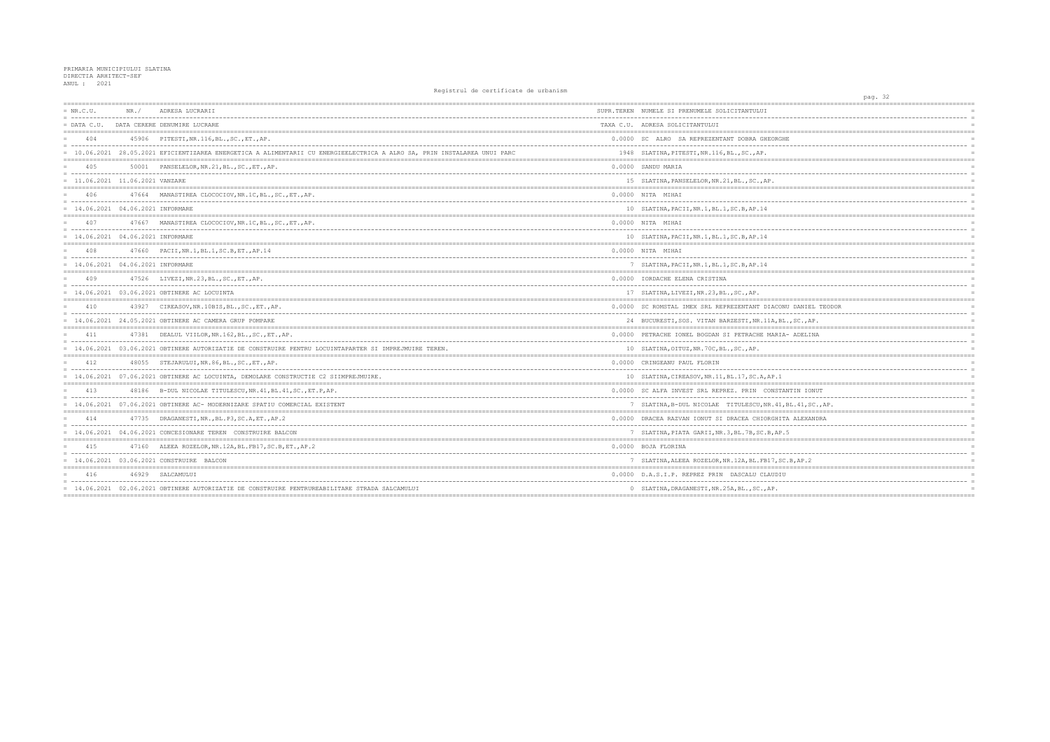PRIMARIA MUNICIPIULUI SLATINA
DIRECTIA ARHITECT-SEF
ANUL : 2021

Registrul de certificate de urbanism

| NR.C.U. / DATA C.U. | NR./ DATA CERERE | ADRESA LUCRARII / DENUMIRE LUCRARE | SUPR.TEREN / TAXA C.U. | NUMELE SI PRENUMELE SOLICITANTULUI / ADRESA SOLICITANTULUI |
|---|---|---|---|---|
| 404 | 45906 | PITESTI,NR.116,BL.,SC.,ET.,AP. | 0.0000 | SC ALRO SA REPREZENTANT DOBRA GHEORGHE |
| 10.06.2021 | 28.05.2021 | EFICIENTIZAREA ENERGETICA A ALIMENTARII CU ENERGIEELECTRICA A ALRO SA, PRIN INSTALAREA UNUI PARC | 1948 | SLATINA,PITESTI,NR.116,BL.,SC.,AP. |
| 405 | 50001 | PANSELELOR,NR.21,BL.,SC.,ET.,AP. | 0.0000 | SANDU MARIA |
| 11.06.2021 | 11.06.2021 | VANZARE | 15 | SLATINA,PANSELELOR,NR.21,BL.,SC.,AP. |
| 406 | 47664 | MANASTIREA CLOCOCIOV,NR.1C,BL.,SC.,ET.,AP. | 0.0000 | NITA MIHAI |
| 14.06.2021 | 04.06.2021 | INFORMARE | 10 | SLATINA,PACII,NR.1,BL.1,SC.B,AP.14 |
| 407 | 47667 | MANASTIREA CLOCOCIOV,NR.1C,BL.,SC.,ET.,AP. | 0.0000 | NITA MIHAI |
| 14.06.2021 | 04.06.2021 | INFORMARE | 10 | SLATINA,PACII,NR.1,BL.1,SC.B,AP.14 |
| 408 | 47660 | PACII,NR.1,BL.1,SC.B,ET.,AP.14 | 0.0000 | NITA MIHAI |
| 14.06.2021 | 04.06.2021 | INFORMARE | 7 | SLATINA,PACII,NR.1,BL.1,SC.B,AP.14 |
| 409 | 47526 | LIVEZI,NR.23,BL.,SC.,ET.,AP. | 0.0000 | IORDACHE ELENA CRISTINA |
| 14.06.2021 | 03.06.2021 | OBTINERE AC LOCUINTA | 17 | SLATINA,LIVEZI,NR.23,BL.,SC.,AP. |
| 410 | 43927 | CIREASOV,NR.10BIS,BL.,SC.,ET.,AP. | 0.0000 | SC ROMSTAL IMEX SRL REPREZENTANT DIACONU DANIEL TEODOR |
| 14.06.2021 | 24.05.2021 | OBTINERE AC CAMERA GRUP POMPARE | 24 | BUCURESTI,SOS. VITAN BARZESTI,NR.11A,BL.,SC.,AP. |
| 411 | 47381 | DEALUL VIILOR,NR.162,BL.,SC.,ET.,AP. | 0.0000 | PETRACHE IONEL BOGDAN SI PETRACHE MARIA- ADELINA |
| 14.06.2021 | 03.06.2021 | OBTINERE AUTORIZATIE DE CONSTRUIRE PENTRU LOCUINTAPARTER SI IMPREJMUIRE TEREN. | 10 | SLATINA,OITUZ,NR.70C,BL.,SC.,AP. |
| 412 | 48055 | STEJARULUI,NR.86,BL.,SC.,ET.,AP. | 0.0000 | CRINGEANU PAUL FLORIN |
| 14.06.2021 | 07.06.2021 | OBTINERE AC LOCUINTA, DEMOLARE CONSTRUCTIE C2 SIIMPREJMUIRE. | 10 | SLATINA,CIREASOV,NR.11,BL.17,SC.A,AP.1 |
| 413 | 48186 | B-DUL NICOLAE TITULESCU,NR.41,BL.41,SC.,ET.P,AP. | 0.0000 | SC ALFA INVEST SRL REPREZ. PRIN CONSTANTIN IONUT |
| 14.06.2021 | 07.06.2021 | OBTINERE AC- MODERNIZARE SPATIU COMERCIAL EXISTENT | 7 | SLATINA,B-DUL NICOLAE TITULESCU,NR.41,BL.41,SC.,AP. |
| 414 | 47735 | DRAGANESTI,NR.,BL.P3,SC.A,ET.,AP.2 | 0.0000 | DRACEA RAZVAN IONUT SI DRACEA CHIORGHITA ALEXANDRA |
| 14.06.2021 | 04.06.2021 | CONCESIONARE TEREN CONSTRUIRE BALCON | 7 | SLATINA,PIATA GARII,NR.3,BL.7B,SC.B,AP.5 |
| 415 | 47160 | ALEEA ROZELOR,NR.12A,BL.FB17,SC.B,ET.,AP.2 | 0.0000 | BOJA FLORINA |
| 14.06.2021 | 03.06.2021 | CONSTRUIRE BALCON | 7 | SLATINA,ALEEA ROZELOR,NR.12A,BL.FB17,SC.B,AP.2 |
| 416 | 46929 | SALCAMULUI | 0.0000 | D.A.S.I.F. REPREZ PRIN DASCALU CLAUDIU |
| 14.06.2021 | 02.06.2021 | OBTINERE AUTORIZATIE DE CONSTRUIRE PENTRUREABILITARE STRADA SALCAMULUI | 0 | SLATINA,DRAGANESTI,NR.25A,BL.,SC.,AP. |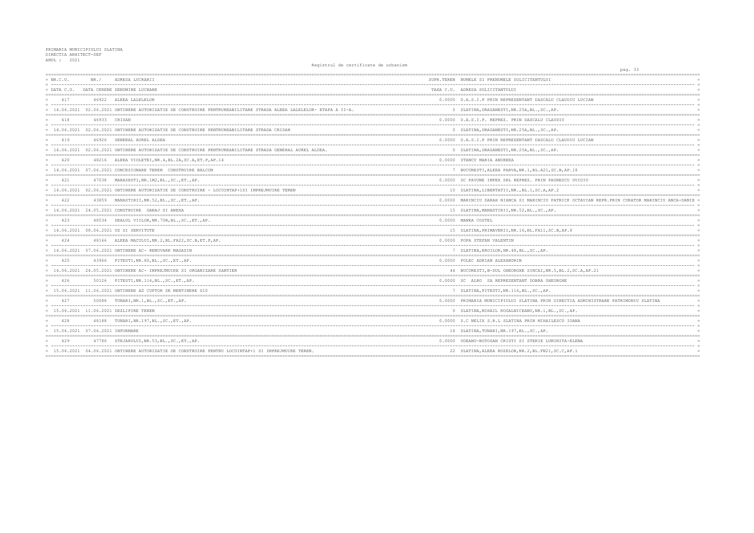PRIMARIA MUNICIPIULUI SLATINA
DIRECTIA ARHITECT-SEF
ANUL : 2021

Registrul de certificate de urbanism

| NR.C.U. / DATA C.U. | NR./ DATA CERERE | ADRESA LUCRARII / DENUMIRE LUCRARE | SUPR.TEREN / TAXA C.U. | NUMELE SI PRENUMELE SOLICITANTULUI / ADRESA SOLICITANTULUI |
|---|---|---|---|---|
| 417 | 46922 | ALEEA LALELELOR | 0.0000 | D.A.S.I.P PRIN REPREZENTANT DASCALU CLAUDIU LUCIAN |
| 14.06.2021 | 02.06.2021 | OBTINERE AUTORIZATIE DE CONSTRUIRE PENTRUREABILITARE STRADA ALEEA LALELELOR- ETAPA A II-A. | 0 | SLATINA,DRAGANESTI,NR.25A,BL.,SC.,AP. |
| 418 | 46933 | CRISAN | 0.0000 | D.A.S.I.P. REPREZ. PRIN DASCALU CLAUDIU |
| 14.06.2021 | 02.06.2021 | OBTINERE AUTORIZATIE DE CONSTRUIRE PENTRUREABILITARE STRADA CRISAN | 0 | SLATINA,DRAGANESTI,NR.25A,BL.,SC.,AP. |
| 419 | 46926 | GENERAL AUREL ALDEA | 0.0000 | D.A.S.I.P PRIN REPREZENTANT DASCALU CLAUDIU LUCIAN |
| 14.06.2021 | 02.06.2021 | OBTINERE AUTORIZATIE DE CONSTRUIRE PENTRUREABILITARE STRADA GENERAL AUREL ALDEA. | 0 | SLATINA,DRAGANESTI,NR.25A,BL.,SC.,AP. |
| 420 | 48216 | ALEEA VIOLETEI,NR.4,BL.2A,SC.A,ET.P,AP.14 | 0.0000 | STANCU MARIA ANDREEA |
| 14.06.2021 | 07.06.2021 | CONCESIONARE TEREN CONSTRUIRE BALCON | 7 | BUCURESTI,ALEEA PARVA,NR.1,BL.A21,SC.B,AP.18 |
| 421 | 47038 | MARASESTI,NR.1M2,BL.,SC.,ET.,AP. | 0.0000 | SC PAVONE IMPEX SRL REPREZ. PRIN PAUNESCU OVIDIU |
| 14.06.2021 | 02.06.2021 | OBTINERE AUTORIZATIE DE CONSTRUIRE - LOCUINTAP+1SI IMPREJMUIRE TEREN | 10 | SLATINA,LIBERTATII,NR.,BL.1,SC.A,AP.2 |
| 422 | 43859 | MANASTIRII,NR.52,BL.,SC.,ET.,AP. | 0.0000 | MARINCIU SARAH BIANCA SI MARINCIU PATRICK OCTAVIAN REPR.PRIN CURATOR MARINCIU ANCA-DANIE |
| 14.06.2021 | 24.05.2021 | CONSTRUIRE GARAJ SI ANEXA | 15 | SLATINA,MANASTIRII,NR.52,BL.,SC.,AP. |
| 423 | 48534 | DEALUL VIILOR,NR.70B,BL.,SC.,ET.,AP. | 0.0000 | MANEA COSTEL |
| 14.06.2021 | 08.06.2021 | UZ SI SERVITUTE | 15 | SLATINA,PRIMAVERII,NR.16,BL.FA11,SC.B,AP.8 |
| 424 | 48166 | ALEEA MACULUI,NR.2,BL.FA22,SC.B,ET.P,AP. | 0.0000 | POPA STEFAN VALENTIN |
| 14.06.2021 | 07.06.2021 | OBTINERE AC- RENOVARE MAGAZIN | 7 | SLATINA,EROILOR,NR.48,BL.,SC.,AP. |
| 425 | 43966 | PITESTI,NR.80,BL.,SC.,ET.,AP. | 0.0000 | POLEC ADRIAN ALEXANDRIN |
| 14.06.2021 | 24.05.2021 | OBTINERE AC- IMPREJMUIRE SI ORGANIZARE SANTIER | 44 | BUCURESTI,B-DUL GHEORGHE SINCAI,NR.5,BL.2,SC.A,AP.21 |
| 426 | 50126 | PITESTI,NR.116,BL.,SC.,ET.,AP. | 0.0000 | SC ALRO SA REPREZENTANT DOBRA GHEORGHE |
| 15.06.2021 | 11.06.2021 | OBTINERE AD CUPTOR DE MENTINERE G10 | 7 | SLATINA,PITESTI,NR.116,BL.,SC.,AP. |
| 427 | 50088 | TUNARI,NR.1,BL.,SC.,ET.,AP. | 0.0000 | PRIMARIA MUNICIPIULUI SLATINA PRIN DIRECTIA ADMINISTRARE PATRIMONIU SLATINA |
| 15.06.2021 | 11.06.2021 | DEZLIPIRE TEREN | 0 | SLATINA,MIHAIL KOGALNICEANU,NR.1,BL.,SC.,AP. |
| 428 | 48188 | TUNARI,NR.197,BL.,SC.,ET.,AP. | 0.0000 | S.C NELIX S.R.L SLATINA PRIN MIHAILESCU IOANA |
| 15.06.2021 | 07.06.2021 | INFORMARE | 18 | SLATINA,TUNARI,NR.197,BL.,SC.,AP. |
| 429 | 47786 | STEJARULUI,NR.53,BL.,SC.,ET.,AP. | 0.0000 | UDEANU-BOTOGAN CRISTI SI STERIE LUMINITA-ELENA |
| 15.06.2021 | 04.06.2021 | OBTINERE AUTORIZATIE DE CONSTRUIRE PENTRU LOCUINTAP+1 SI IMPREJMUIRE TEREN. | 22 | SLATINA,ALEEA ROZELOR,NR.2,BL.FB21,SC.C,AP.1 |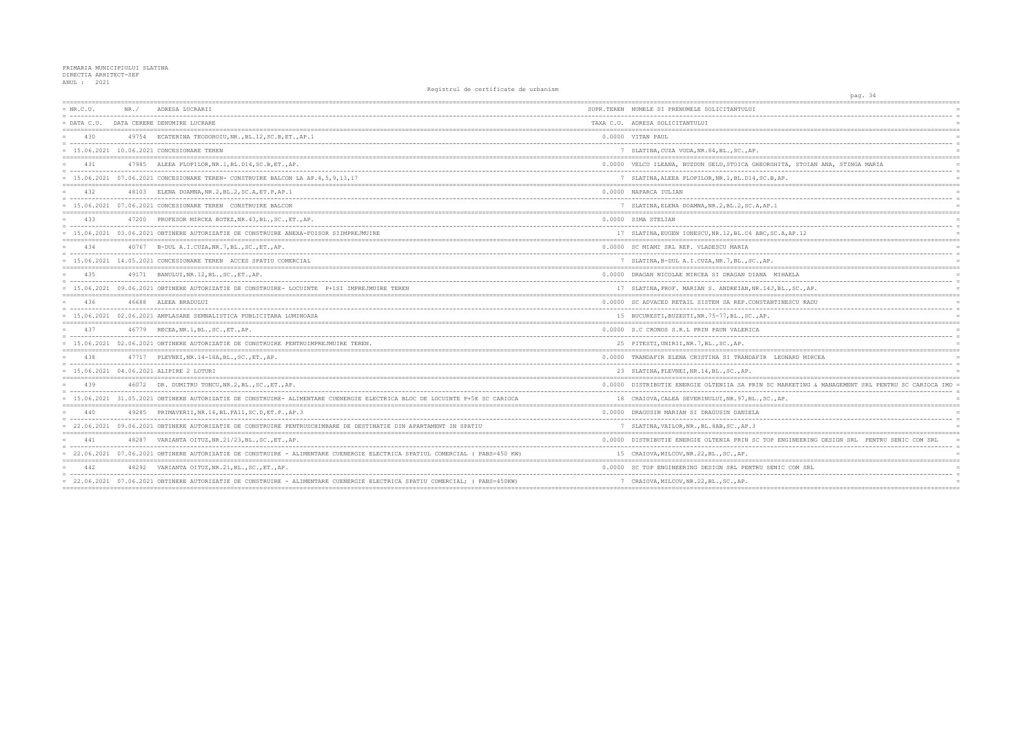PRIMARIA MUNICIPIULUI SLATINA
DIRECTIA ARHITECT-SEF
ANUL : 2021

Registrul de certificate de urbanism

| NR.C.U. / DATA C.U. | NR./ DATA CERERE | ADRESA LUCRARII / DENUMIRE LUCRARE | SUPR.TEREN / TAXA C.U. | NUMELE SI PRENUMELE SOLICITANTULUI / ADRESA SOLICITANTULUI |
|---|---|---|---|---|
| 430 | 49754 | ECATERINA TEODOROIU,NR.,BL.12,SC.B,ET.,AP.1 | 0.0000 | VITAN PAUL |
| 15.06.2021 | 10.06.2021 | CONCESIONARE TEREN | 7 | SLATINA,CUZA VODA,NR.84,BL.,SC.,AP. |
| 431 | 47985 | ALEEA PLOPILOR,NR.1,BL.D14,SC.B,ET.,AP. | 0.0000 | VELCU ILEANA, BUZDUN GELU,STOICA GHEORGHITA, STOIAN ANA, STINGA MARIA |
| 15.06.2021 | 07.06.2021 | CONCESIONARE TEREN- CONSTRUIRE BALCON LA AP.4,5,9,13,17 | 7 | SLATINA,ALEEA PLOPILOR,NR.1,BL.D14,SC.B,AP. |
| 432 | 48103 | ELENA DOAMNA,NR.2,BL.2,SC.A,ET.P,AP.1 | 0.0000 | NAPARCA IULIAN |
| 15.06.2021 | 07.06.2021 | CONCESIONARE TEREN CONSTRUIRE BALCON | 7 | SLATINA,ELENA DOAMNA,NR.2,BL.2,SC.A,AP.1 |
| 433 | 47200 | PROFESOR MIRCEA BOTEZ,NR.43,BL.,SC.,ET.,AP. | 0.0000 | SIMA STELIAN |
| 15.06.2021 | 03.06.2021 | OBTINERE AUTORIZATIE DE CONSTRUIRE ANEXA-FOISOR SIIMPREJMUIRE | 17 | SLATINA,EUGEN IONESCU,NR.12,BL.C4 ABC,SC.A,AP.12 |
| 434 | 40767 | B-DUL A.I.CUZA,NR.7,BL.,SC.,ET.,AP. | 0.0000 | SC MIAMI SRL REP. VLADESCU MARIA |
| 15.06.2021 | 14.05.2021 | CONCESIONARE TEREN ACCES SPATIU COMERCIAL | 7 | SLATINA,B-DUL A.I.CUZA,NR.7,BL.,SC.,AP. |
| 435 | 49171 | BANULUI,NR.12,BL.,SC.,ET.,AP. | 0.0000 | DRAGAN NICOLAE MIRCEA SI DRAGAN DIANA MIHAELA |
| 15.06.2021 | 09.06.2021 | OBTINERE AUTORIZATIE DE CONSTRUIRE- LOCUINTE P+1SI IMPREJMUIRE TEREN | 17 | SLATINA,PROF. MARIAN S. ANDREIAN,NR.14J,BL.,SC.,AP. |
| 436 | 46688 | ALEEA BRADULUI | 0.0000 | SC ADVACED RETAIL SISTEM SA REP.CONSTANTINESCU RADU |
| 15.06.2021 | 02.06.2021 | AMPLASARE SEMNALISTICA PUBLICITARA LUMINOASA | 15 | BUCURESTI,BUZESTI,NR.75-77,BL.,SC.,AP. |
| 437 | 46779 | RECEA,NR.1,BL.,SC.,ET.,AP. | 0.0000 | S.C CRONOS S.R.L PRIN PAUN VALERICA |
| 15.06.2021 | 02.06.2021 | OBTINERE AUTORIZATIE DE CONSTRUIRE PENTRUIMPREJMUIRE TEREN. | 25 | PITESTI,UNIRII,NR.7,BL.,SC.,AP. |
| 438 | 47717 | PLEVNEI,NR.14-18A,BL.,SC.,ET.,AP. | 0.0000 | TRANDAFIR ELENA CRISTINA SI TRANDAFIR LEONARD MIRCEA |
| 15.06.2021 | 04.06.2021 | ALIPIRE 2 LOTURI | 23 | SLATINA,PLEVNEI,NR.14,BL.,SC.,AP. |
| 439 | 46072 | DR. DUMITRU TONCU,NR.2,BL.,SC.,ET.,AP. | 0.0000 | DISTRIBUTIE ENERGIE OLTENIIA SA PRIN SC MARKETING & MANAGEMENT SRL PENTRU SC CARIOCA IMO |
| 15.06.2021 | 31.05.2021 | OBTINERE AUTORIZATIE DE CONSTRUIRE- ALIMENTARE CUENERGIE ELECTRICA BLOC DE LOCUINTE P+5E SC CARIOCA | 18 | CRAIOVA,CALEA SEVERINULUI,NR.97,BL.,SC.,AP. |
| 440 | 49285 | PRIMAVERII,NR.16,BL.FA11,SC.D,ET.P.,AP.3 | 0.0000 | DRAGUSIN MARIAN SI DRAGUSIN DANIELA |
| 22.06.2021 | 09.06.2021 | OBTINERE AUTORIZATIE DE CONSTRUIRE PENTRUSCHIMBARE DE DESTINATIE DIN APARTAMENT IN SPATIU | 7 | SLATINA,VAILOR,NR.,BL.8AB,SC.,AP.3 |
| 441 | 48287 | VARIANTA OITUZ,NR.21/23,BL.,SC.,ET.,AP. | 0.0000 | DISTRIBUTIE ENERGIE OLTENIA PRIN SC TOP ENGINEERING DESIGN SRL PENTRU SENIC COM SRL |
| 22.06.2021 | 07.06.2021 | OBTINERE AUTORIZATIE DE CONSTRUIRE - ALIMENTARE CUENERGIE ELECTRICA SPATIUL COMERCIAL ( PABS=450 KW) | 15 | CRAIOVA,MILCOV,NR.22,BL.,SC.,AP. |
| 442 | 48292 | VARIANTA OITUZ,NR.21,BL.,SC.,ET.,AP. | 0.0000 | SC TOP ENGINEERING DESIGN SRL PENTRU SENIC COM SRL |
| 22.06.2021 | 07.06.2021 | OBTINERE AUTORIZATIE DE CONSTRUIRE - ALIMENTARE CUENERGIE ELECTRICA SPATIU COMERCIAL; ( PABS=450KW) | 7 | CRAIOVA,MILCOV,NR.22,BL.,SC.,AP. |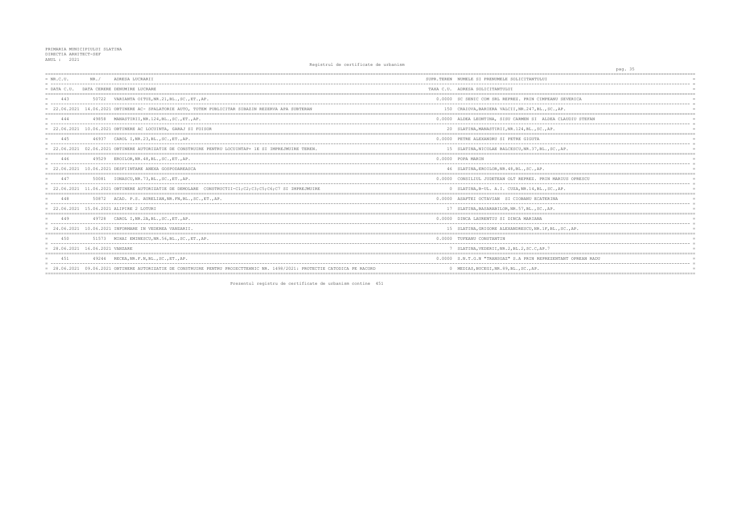PRIMARIA MUNICIPIULUI SLATINA
DIRECTIA ARHITECT-SEF
ANUL : 2021

Registrul de certificate de urbanism

| NR.C.U. / DATA C.U. | NR./ DATA CERERE | ADRESA LUCRARII / DENUMIRE LUCRARE | SUPR.TEREN / TAXA C.U. | NUMELE SI PRENUMELE SOLICITANTULUI / ADRESA SOLICITANTULUI |
|---|---|---|---|---|
| 443 | 50722 | VARIANTA OITUZ,NR.21,BL.,SC.,ET.,AP. | 0.0000 | SC SENIC COM SRL REPREZ. PRIN CIMPEANU SEVERICA |
| 22.06.2021 | 14.06.2021 | OBTINERE AC- SPALATORIE AUTO, TOTEM PUBLICITAR SIBAZIN REZERVA APA SUBTERAN | 150 | CRAIOVA,BARIERA VALCII,NR.247,BL.,SC.,AP. |
| 444 | 49858 | MANASTIRII,NR.124,BL.,SC.,ET.,AP. | 0.0000 | ALDEA LEONTINA, SISU CARMEN SI ALDEA CLAUDIU STEFAN |
| 22.06.2021 | 10.06.2021 | OBTINERE AC LOCUINTA, GARAJ SI FOISOR | 20 | SLATINA,MANASTIRII,NR.124,BL.,SC.,AP. |
| 445 | 46937 | CAROL I,NR.23,BL.,SC.,ET.,AP. | 0.0000 | PETRE ALEXANDRU SI PETRE GIGUTA |
| 22.06.2021 | 02.06.2021 | OBTINERE AUTORIZATIE DE CONSTRUIRE PENTRU LOCUINTAP+ 1E SI IMPREJMUIRE TEREN. | 15 | SLATINA,NICOLAE BALCESCU,NR.37,BL.,SC.,AP. |
| 446 | 49529 | EROILOR,NR.48,BL.,SC.,ET.,AP. | 0.0000 | POPA MARIN |
| 22.06.2021 | 10.06.2021 | DESFIINTARE ANEXA GOSPODAREASCA | 46 | SLATINA,EROILOR,NR.48,BL.,SC.,AP. |
| 447 | 50081 | IONASCU,NR.73,BL.,SC.,ET.,AP. | 0.0000 | CONSILIUL JUDETEAN OLT REPREZ. PRIN MARIUS OPRESCU |
| 22.06.2021 | 11.06.2021 | OBTINERE AUTORIZATIE DE DEMOLARE CONSTRUCTII-C1;C2;C3;C5;C6;C7 SI IMPREJMUIRE | 0 | SLATINA,B-UL. A.I. CUZA,NR.14,BL.,SC.,AP. |
| 448 | 50872 | ACAD. P.S. AURELIAN,NR.FN,BL.,SC.,ET.,AP. | 0.0000 | ASAFTEI OCTAVIAN SI CIOBANU ECATERINA |
| 22.06.2021 | 15.06.2021 | ALIPIRE 2 LOTURI | 17 | SLATINA,BASARABILOR,NR.57,BL.,SC.,AP. |
| 449 | 49728 | CAROL I,NR.2A,BL.,SC.,ET.,AP. | 0.0000 | DINCA LAURENTIU SI DINCA MARIANA |
| 24.06.2021 | 10.06.2021 | INFORMARE IN VEDEREA VANZARII. | 15 | SLATINA,GRIGORE ALEXANDRESCU,NR.1F,BL.,SC.,AP. |
| 450 | 51573 | MIHAI EMINESCU,NR.56,BL.,SC.,ET.,AP. | 0.0000 | TUFEANU CONSTANTIN |
| 28.06.2021 | 16.06.2021 | VANZARE | 7 | SLATINA,VEDERII,NR.2,BL.2,SC.C,AP.7 |
| 451 | 49244 | RECEA,NR.F.N,BL.,SC.,ET.,AP. | 0.0000 | S.N.T.G.N "TRANSGAZ" S.A PRIN REPREZENTANT OPREAN RADU |
| 28.06.2021 | 09.06.2021 | OBTINERE AUTORIZATIE DE CONSTRUIRE PENTRU PROIECTTEHNIC NR. 1498/2021: PROTECTIE CATODICA PE RACORD | 0 | MEDIAS,BUCEGI,NR.89,BL.,SC.,AP. |

Prezentul registru de certificate de urbanism contine 451